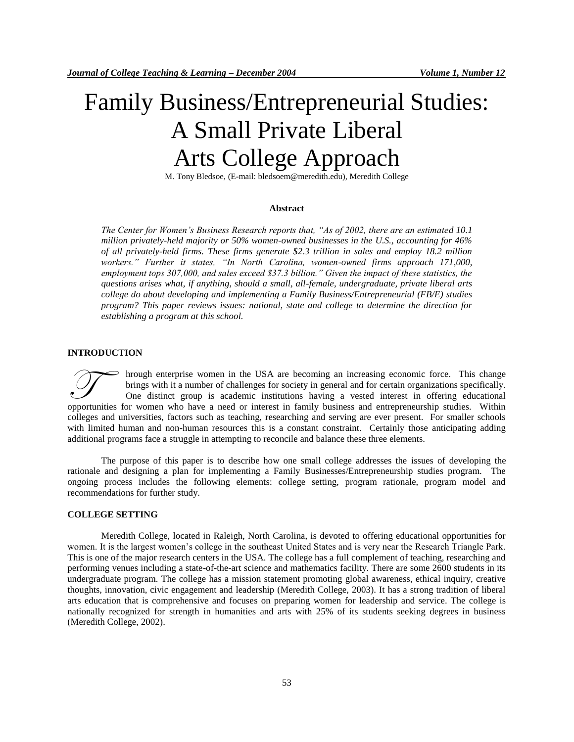# Family Business/Entrepreneurial Studies: A Small Private Liberal Arts College Approach

M. Tony Bledsoe, (E-mail: bledsoem@meredith.edu), Meredith College

## Abstract

*The Center for Women's Business Research reports that, "As of 2002, there are an estimated 10.1 million privately-held majority or 50% women-owned businesses in the U.S., accounting for 46% of all privately-held firms. These firms generate $2.3 trillion in sales and employ 18.2 million workers." Further it states, "In North Carolina, women-owned firms approach 171,000, employment tops 307,000, and sales exceed $37.3 billion." Given the impact of these statistics, the questions arises what, if anything, should a small, all-female, undergraduate, private liberal arts college do about developing and implementing a Family Business/Entrepreneurial (FB/E) studies program? This paper reviews issues: national, state and college to determine the direction for establishing a program at this school.*

## INTRODUCTION

Through enterprise women in the USA are becoming an increasing economic force. This change brings with it a number of challenges for society in general and for certain organizations specifically. One distinct group is academic institutions having a vested interest in offering educational opportunities for women who have a need or interest in family business and entrepreneurship studies. Within colleges and universities, factors such as teaching, researching and serving are ever present. For smaller schools with limited human and non-human resources this is a constant constraint. Certainly those anticipating adding additional programs face a struggle in attempting to reconcile and balance these three elements.

The purpose of this paper is to describe how one small college addresses the issues of developing the rationale and designing a plan for implementing a Family Businesses/Entrepreneurship studies program. The ongoing process includes the following elements: college setting, program rationale, program model and recommendations for further study.

## COLLEGE SETTING

Meredith College, located in Raleigh, North Carolina, is devoted to offering educational opportunities for women. It is the largest women's college in the southeast United States and is very near the Research Triangle Park. This is one of the major research centers in the USA. The college has a full complement of teaching, researching and performing venues including a state-of-the-art science and mathematics facility. There are some 2600 students in its undergraduate program. The college has a mission statement promoting global awareness, ethical inquiry, creative thoughts, innovation, civic engagement and leadership (Meredith College, 2003). It has a strong tradition of liberal arts education that is comprehensive and focuses on preparing women for leadership and service. The college is nationally recognized for strength in humanities and arts with 25% of its students seeking degrees in business (Meredith College, 2002).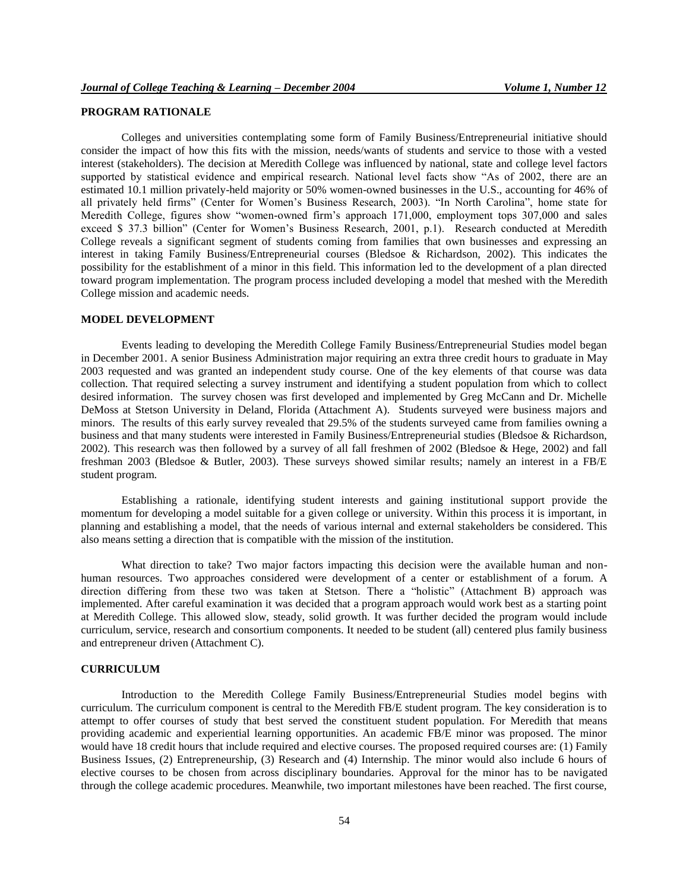## PROGRAM RATIONALE

Colleges and universities contemplating some form of Family Business/Entrepreneurial initiative should consider the impact of how this fits with the mission, needs/wants of students and service to those with a vested interest (stakeholders). The decision at Meredith College was influenced by national, state and college level factors supported by statistical evidence and empirical research. National level facts show "As of 2002, there are an estimated 10.1 million privately-held majority or 50% women-owned businesses in the U.S., accounting for 46% of all privately held firms" (Center for Women's Business Research, 2003). "In North Carolina", home state for Meredith College, figures show "women-owned firm's approach 171,000, employment tops 307,000 and sales exceed $ 37.3 billion" (Center for Women's Business Research, 2001, p.1). Research conducted at Meredith College reveals a significant segment of students coming from families that own businesses and expressing an interest in taking Family Business/Entrepreneurial courses (Bledsoe & Richardson, 2002). This indicates the possibility for the establishment of a minor in this field. This information led to the development of a plan directed toward program implementation. The program process included developing a model that meshed with the Meredith College mission and academic needs.

## MODEL DEVELOPMENT

Events leading to developing the Meredith College Family Business/Entrepreneurial Studies model began in December 2001. A senior Business Administration major requiring an extra three credit hours to graduate in May 2003 requested and was granted an independent study course. One of the key elements of that course was data collection. That required selecting a survey instrument and identifying a student population from which to collect desired information. The survey chosen was first developed and implemented by Greg McCann and Dr. Michelle DeMoss at Stetson University in Deland, Florida (Attachment A). Students surveyed were business majors and minors. The results of this early survey revealed that 29.5% of the students surveyed came from families owning a business and that many students were interested in Family Business/Entrepreneurial studies (Bledsoe & Richardson, 2002). This research was then followed by a survey of all fall freshmen of 2002 (Bledsoe & Hege, 2002) and fall freshman 2003 (Bledsoe & Butler, 2003). These surveys showed similar results; namely an interest in a FB/E student program.

Establishing a rationale, identifying student interests and gaining institutional support provide the momentum for developing a model suitable for a given college or university. Within this process it is important, in planning and establishing a model, that the needs of various internal and external stakeholders be considered. This also means setting a direction that is compatible with the mission of the institution.

What direction to take? Two major factors impacting this decision were the available human and non-human resources. Two approaches considered were development of a center or establishment of a forum. A direction differing from these two was taken at Stetson. There a "holistic" (Attachment B) approach was implemented. After careful examination it was decided that a program approach would work best as a starting point at Meredith College. This allowed slow, steady, solid growth. It was further decided the program would include curriculum, service, research and consortium components. It needed to be student (all) centered plus family business and entrepreneur driven (Attachment C).

## CURRICULUM

Introduction to the Meredith College Family Business/Entrepreneurial Studies model begins with curriculum. The curriculum component is central to the Meredith FB/E student program. The key consideration is to attempt to offer courses of study that best served the constituent student population. For Meredith that means providing academic and experiential learning opportunities. An academic FB/E minor was proposed. The minor would have 18 credit hours that include required and elective courses. The proposed required courses are: (1) Family Business Issues, (2) Entrepreneurship, (3) Research and (4) Internship. The minor would also include 6 hours of elective courses to be chosen from across disciplinary boundaries. Approval for the minor has to be navigated through the college academic procedures. Meanwhile, two important milestones have been reached. The first course,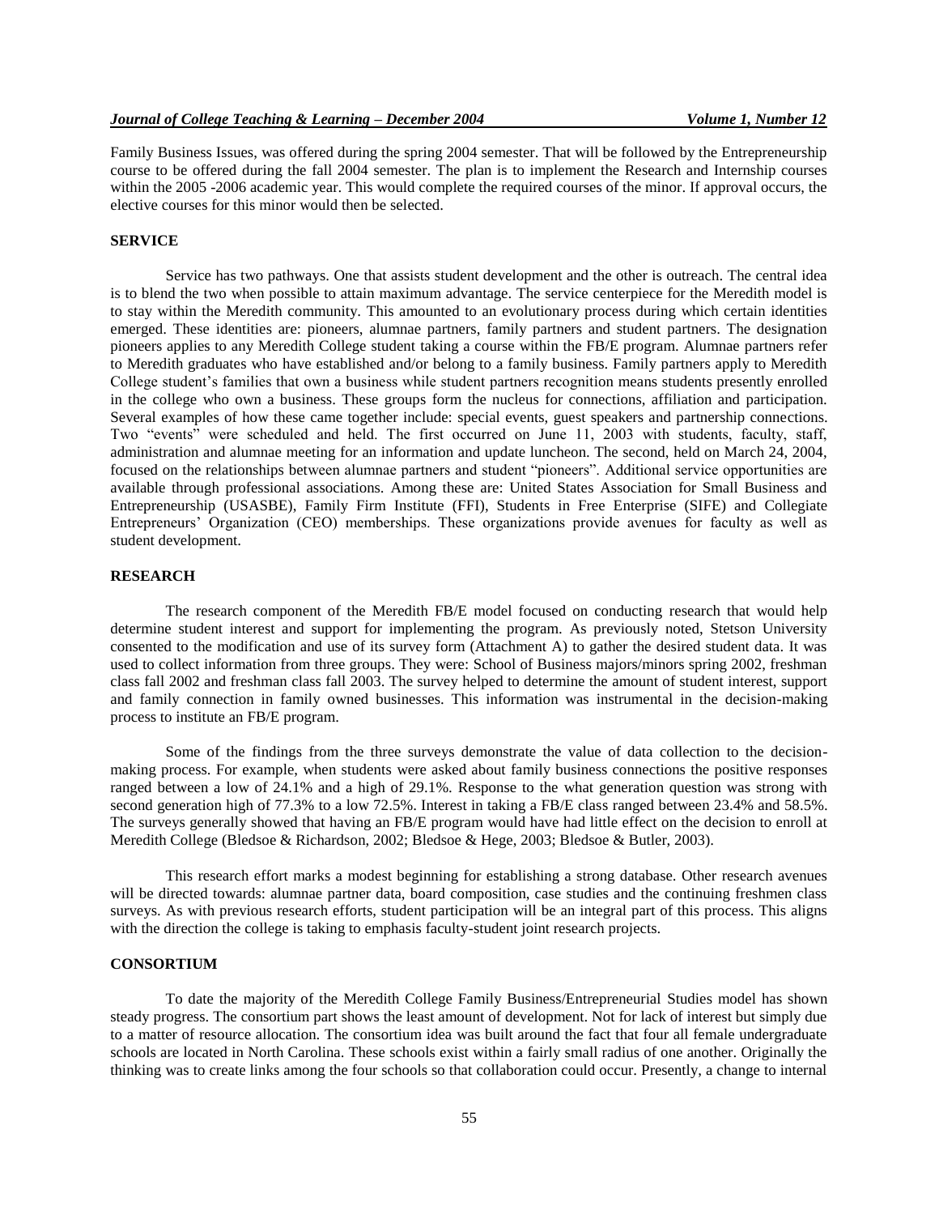Family Business Issues, was offered during the spring 2004 semester. That will be followed by the Entrepreneurship course to be offered during the fall 2004 semester. The plan is to implement the Research and Internship courses within the 2005 -2006 academic year. This would complete the required courses of the minor. If approval occurs, the elective courses for this minor would then be selected.

## SERVICE

Service has two pathways. One that assists student development and the other is outreach. The central idea is to blend the two when possible to attain maximum advantage. The service centerpiece for the Meredith model is to stay within the Meredith community. This amounted to an evolutionary process during which certain identities emerged. These identities are: pioneers, alumnae partners, family partners and student partners. The designation pioneers applies to any Meredith College student taking a course within the FB/E program. Alumnae partners refer to Meredith graduates who have established and/or belong to a family business. Family partners apply to Meredith College student's families that own a business while student partners recognition means students presently enrolled in the college who own a business. These groups form the nucleus for connections, affiliation and participation. Several examples of how these came together include: special events, guest speakers and partnership connections. Two "events" were scheduled and held. The first occurred on June 11, 2003 with students, faculty, staff, administration and alumnae meeting for an information and update luncheon. The second, held on March 24, 2004, focused on the relationships between alumnae partners and student "pioneers". Additional service opportunities are available through professional associations. Among these are: United States Association for Small Business and Entrepreneurship (USASBE), Family Firm Institute (FFI), Students in Free Enterprise (SIFE) and Collegiate Entrepreneurs' Organization (CEO) memberships. These organizations provide avenues for faculty as well as student development.

## RESEARCH

The research component of the Meredith FB/E model focused on conducting research that would help determine student interest and support for implementing the program. As previously noted, Stetson University consented to the modification and use of its survey form (Attachment A) to gather the desired student data. It was used to collect information from three groups. They were: School of Business majors/minors spring 2002, freshman class fall 2002 and freshman class fall 2003. The survey helped to determine the amount of student interest, support and family connection in family owned businesses. This information was instrumental in the decision-making process to institute an FB/E program.

Some of the findings from the three surveys demonstrate the value of data collection to the decision-making process. For example, when students were asked about family business connections the positive responses ranged between a low of 24.1% and a high of 29.1%. Response to the what generation question was strong with second generation high of 77.3% to a low 72.5%. Interest in taking a FB/E class ranged between 23.4% and 58.5%. The surveys generally showed that having an FB/E program would have had little effect on the decision to enroll at Meredith College (Bledsoe & Richardson, 2002; Bledsoe & Hege, 2003; Bledsoe & Butler, 2003).

This research effort marks a modest beginning for establishing a strong database. Other research avenues will be directed towards: alumnae partner data, board composition, case studies and the continuing freshmen class surveys. As with previous research efforts, student participation will be an integral part of this process. This aligns with the direction the college is taking to emphasis faculty-student joint research projects.

## CONSORTIUM

To date the majority of the Meredith College Family Business/Entrepreneurial Studies model has shown steady progress. The consortium part shows the least amount of development. Not for lack of interest but simply due to a matter of resource allocation. The consortium idea was built around the fact that four all female undergraduate schools are located in North Carolina. These schools exist within a fairly small radius of one another. Originally the thinking was to create links among the four schools so that collaboration could occur. Presently, a change to internal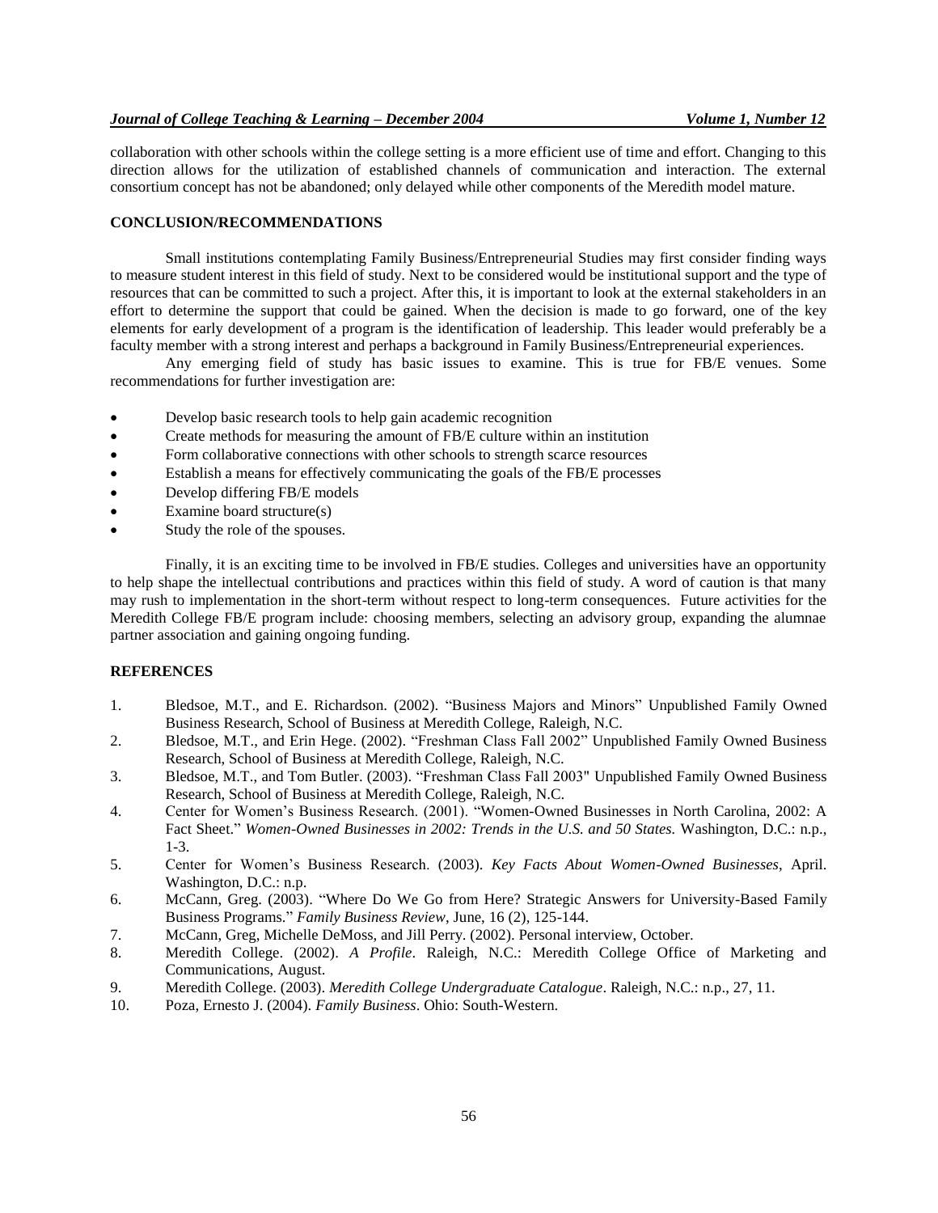collaboration with other schools within the college setting is a more efficient use of time and effort. Changing to this direction allows for the utilization of established channels of communication and interaction. The external consortium concept has not be abandoned; only delayed while other components of the Meredith model mature.

## CONCLUSION/RECOMMENDATIONS

Small institutions contemplating Family Business/Entrepreneurial Studies may first consider finding ways to measure student interest in this field of study. Next to be considered would be institutional support and the type of resources that can be committed to such a project. After this, it is important to look at the external stakeholders in an effort to determine the support that could be gained. When the decision is made to go forward, one of the key elements for early development of a program is the identification of leadership. This leader would preferably be a faculty member with a strong interest and perhaps a background in Family Business/Entrepreneurial experiences.

Any emerging field of study has basic issues to examine. This is true for FB/E venues. Some recommendations for further investigation are:

- Develop basic research tools to help gain academic recognition
- Create methods for measuring the amount of FB/E culture within an institution
- Form collaborative connections with other schools to strength scarce resources
- Establish a means for effectively communicating the goals of the FB/E processes
- Develop differing FB/E models
- Examine board structure(s)
- Study the role of the spouses.

Finally, it is an exciting time to be involved in FB/E studies. Colleges and universities have an opportunity to help shape the intellectual contributions and practices within this field of study. A word of caution is that many may rush to implementation in the short-term without respect to long-term consequences. Future activities for the Meredith College FB/E program include: choosing members, selecting an advisory group, expanding the alumnae partner association and gaining ongoing funding.

## REFERENCES

1. Bledsoe, M.T., and E. Richardson. (2002). "Business Majors and Minors" Unpublished Family Owned Business Research, School of Business at Meredith College, Raleigh, N.C.
2. Bledsoe, M.T., and Erin Hege. (2002). "Freshman Class Fall 2002" Unpublished Family Owned Business Research, School of Business at Meredith College, Raleigh, N.C.
3. Bledsoe, M.T., and Tom Butler. (2003). "Freshman Class Fall 2003" Unpublished Family Owned Business Research, School of Business at Meredith College, Raleigh, N.C.
4. Center for Women's Business Research. (2001). "Women-Owned Businesses in North Carolina, 2002: A Fact Sheet." *Women-Owned Businesses in 2002: Trends in the U.S. and 50 States.* Washington, D.C.: n.p., 1-3.
5. Center for Women's Business Research. (2003). *Key Facts About Women-Owned Businesses*, April. Washington, D.C.: n.p.
6. McCann, Greg. (2003). "Where Do We Go from Here? Strategic Answers for University-Based Family Business Programs." *Family Business Review*, June, 16 (2), 125-144.
7. McCann, Greg, Michelle DeMoss, and Jill Perry. (2002). Personal interview, October.
8. Meredith College. (2002). *A Profile*. Raleigh, N.C.: Meredith College Office of Marketing and Communications, August.
9. Meredith College. (2003). *Meredith College Undergraduate Catalogue*. Raleigh, N.C.: n.p., 27, 11.
10. Poza, Ernesto J. (2004). *Family Business*. Ohio: South-Western.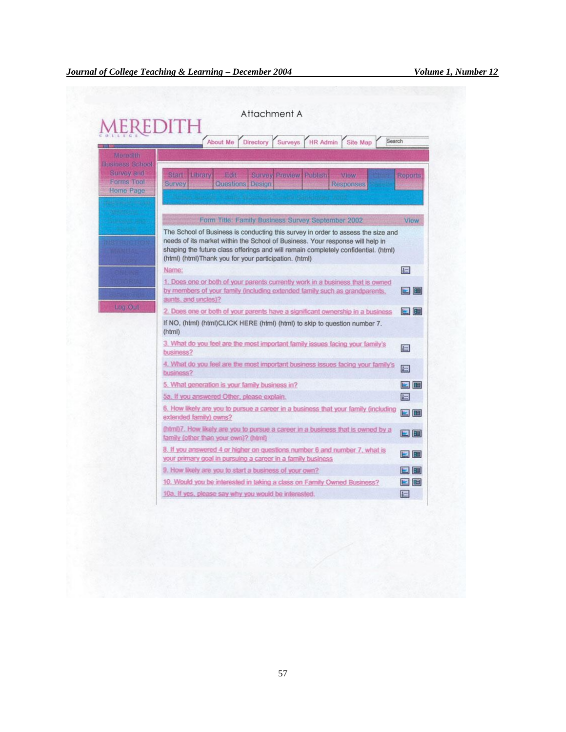Attachment A

MEREDITH

About Me | Directory | Surveys | HR Admin | Site Map | Search

Meredith Business School Survey and Forms Tool Home Page

Log Out

Start Survey | Library | Edit Questions | Survey Design | Preview | Publish | View Responses | Reports

Form Title: Family Business Survey September 2002 — View

The School of Business is conducting this survey in order to assess the size and needs of its market within the School of Business. Your response will help in shaping the future class offerings and will remain completely confidential. (html) (html) (html)Thank you for your participation. (html)

Name:

1. Does one or both of your parents currently work in a business that is owned by members of your family (including extended family such as grandparents, aunts, and uncles)?

2. Does one or both of your parents have a significant ownership in a business

If NO, (html) (html)CLICK HERE (html) (html) to skip to question number 7. (html)

3. What do you feel are the most important family issues facing your family's business?

4. What do you feel are the most important business issues facing your family's business?

5. What generation is your family business in?

5a. If you answered Other, please explain.

6. How likely are you to pursue a career in a business that your family (including extended family) owns?

(html)7. How likely are you to pursue a career in a business that is owned by a family (other than your own)? (html)

8. If you answered 4 or higher on questions number 6 and number 7, what is your primary goal in pursuing a career in a family business

9. How likely are you to start a business of your own?

10. Would you be interested in taking a class on Family Owned Business?

10a. If yes, please say why you would be interested.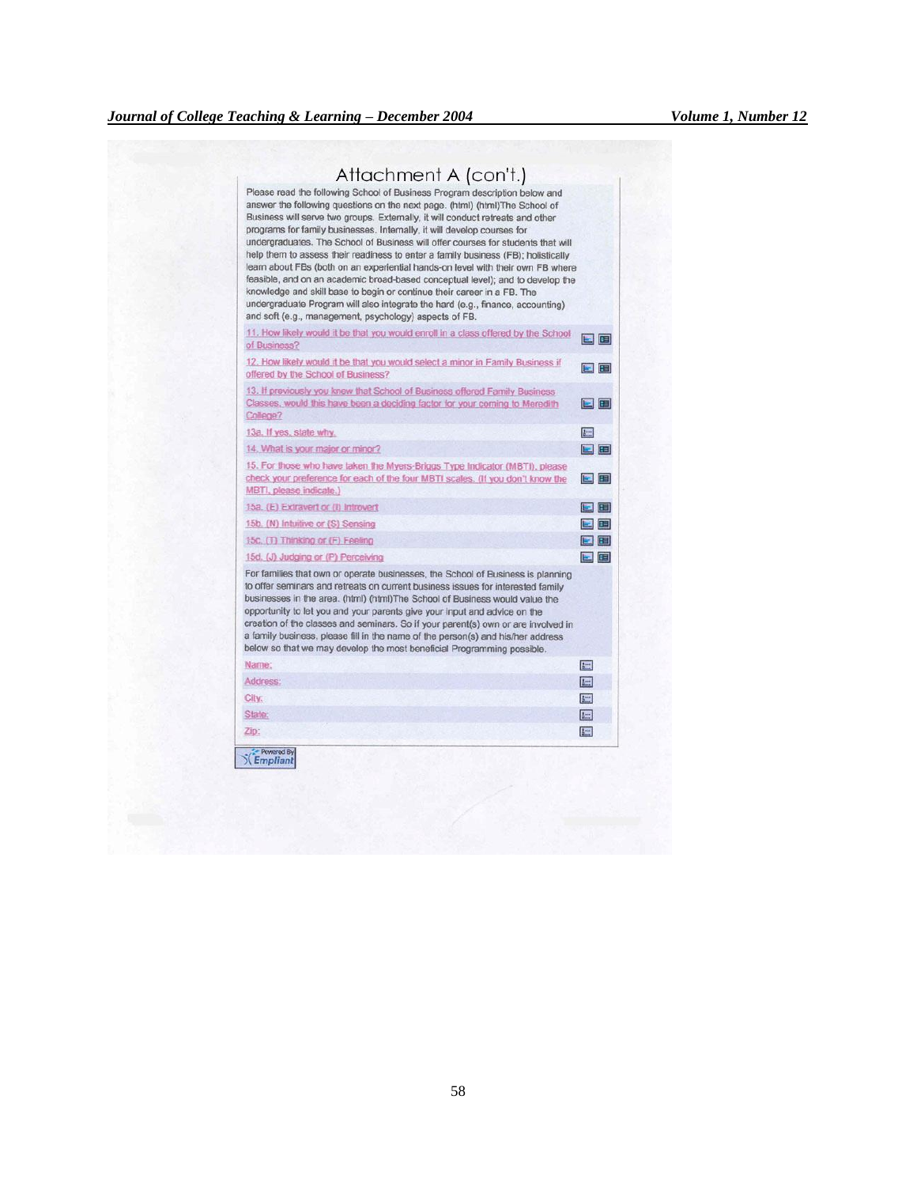# Attachment A (con't.)

Please read the following School of Business Program description below and answer the following questions on the next page. (html) (html)The School of Business will serve two groups. Externally, it will conduct retreats and other programs for family businesses. Internally, it will develop courses for undergraduates. The School of Business will offer courses for students that will help them to assess their readiness to enter a family business (FB); holistically learn about FBs (both on an experiential hands-on level with their own FB where feasible, and on an academic broad-based conceptual level); and to develop the knowledge and skill base to begin or continue their career in a FB. The undergraduate Program will also integrate the hard (e.g., finance, accounting) and soft (e.g., management, psychology) aspects of FB.

11. How likely would it be that you would enroll in a class offered by the School of Business?

12. How likely would it be that you would select a minor in Family Business if offered by the School of Business?

13. If previously you knew that School of Business offered Family Business Classes, would this have been a deciding factor for your coming to Meredith College?

13a. If yes, state why.

14. What is your major or minor?

15. For those who have taken the Myers-Briggs Type Indicator (MBTI), please check your preference for each of the four MBTI scales. (If you don't know the MBTI, please indicate.)

15a. (E) Extravert or (I) Introvert

15b. (N) Intuitive or (S) Sensing

15c. (T) Thinking or (F) Feeling

15d. (J) Judging or (P) Perceiving

For families that own or operate businesses, the School of Business is planning to offer seminars and retreats on current business issues for interested family businesses in the area. (html) (html)The School of Business would value the opportunity to let you and your parents give your input and advice on the creation of the classes and seminars. So if your parent(s) own or are involved in a family business, please fill in the name of the person(s) and his/her address below so that we may develop the most beneficial Programming possible.

Name:

Address:

City:

State:

Zip:

Powered By Empliant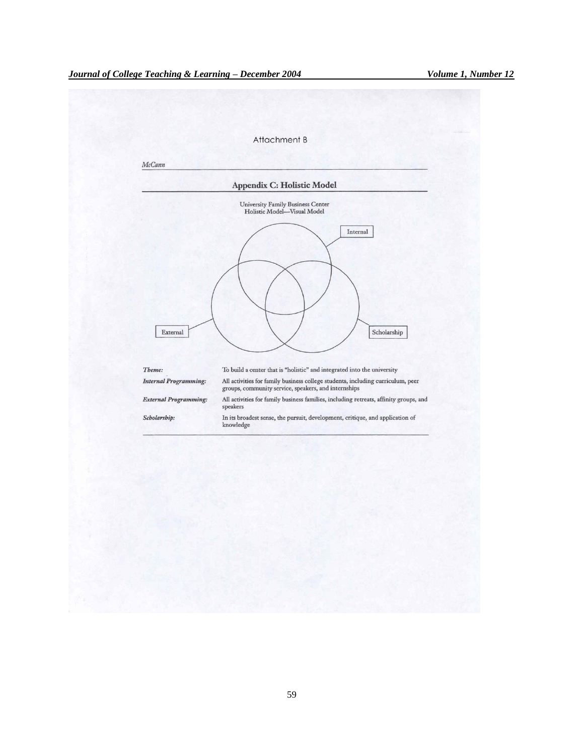Attachment B

*McCann*

## Appendix C: Holistic Model

University Family Business Center
Holistic Model—Visual Model

Internal

External

Scholarship

| | |
|---|---|
| ***Theme:*** | To build a center that is "holistic" and integrated into the university |
| ***Internal Programming:*** | All activities for family business college students, including curriculum, peer groups, community service, speakers, and internships |
| ***External Programming:*** | All activities for family business families, including retreats, affinity groups, and speakers |
| ***Scholarship:*** | In its broadest sense, the pursuit, development, critique, and application of knowledge |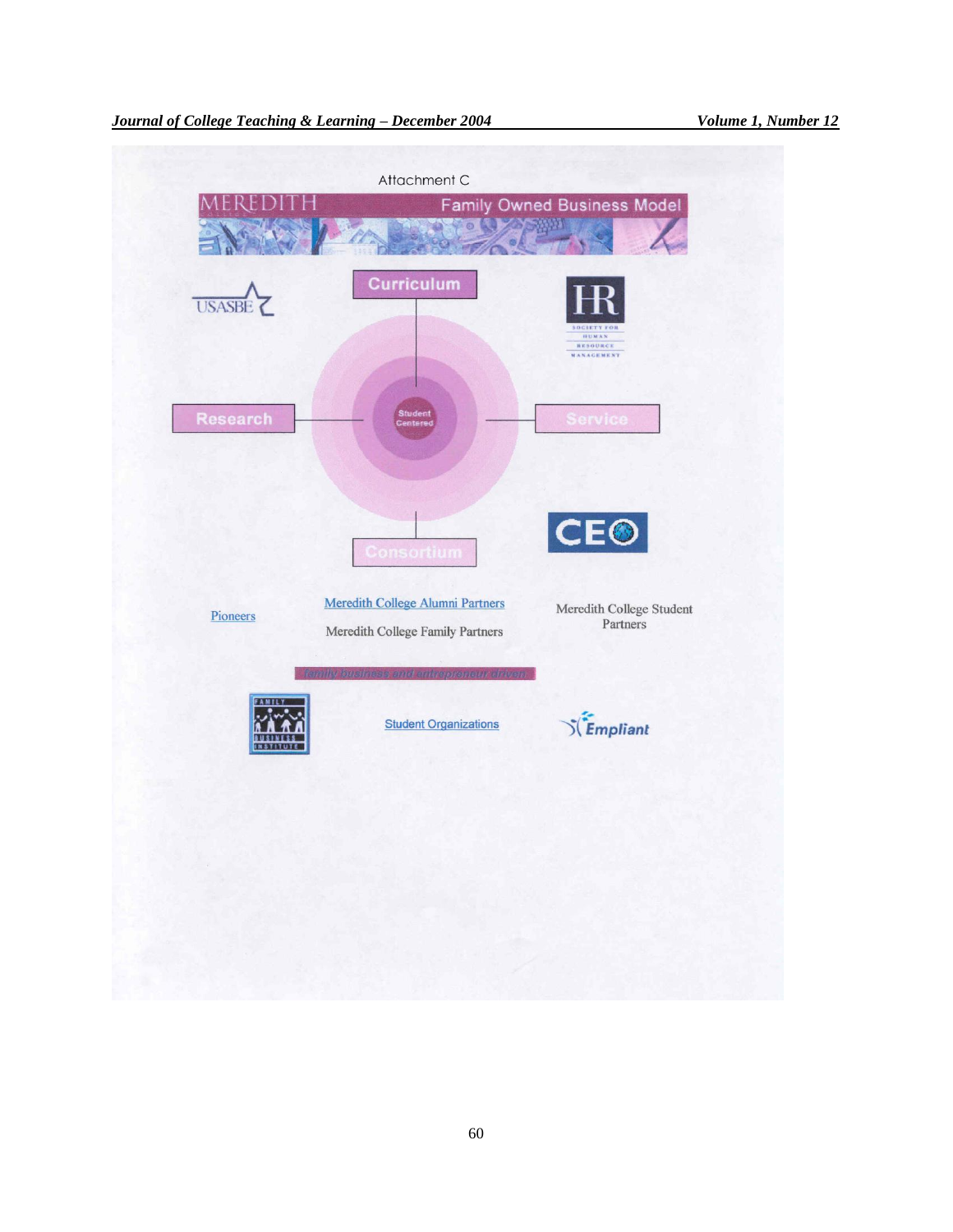Attachment C

MEREDITH Family Owned Business Model

USASBE

Curriculum

SHRM — Society for Human Resource Management

Research

Student Centered

Service

Consortium

CEO

Pioneers

Meredith College Alumni Partners

Meredith College Family Partners

Meredith College Student Partners

family business and entrepreneur driven

Family Business Institute

Student Organizations

Empliant